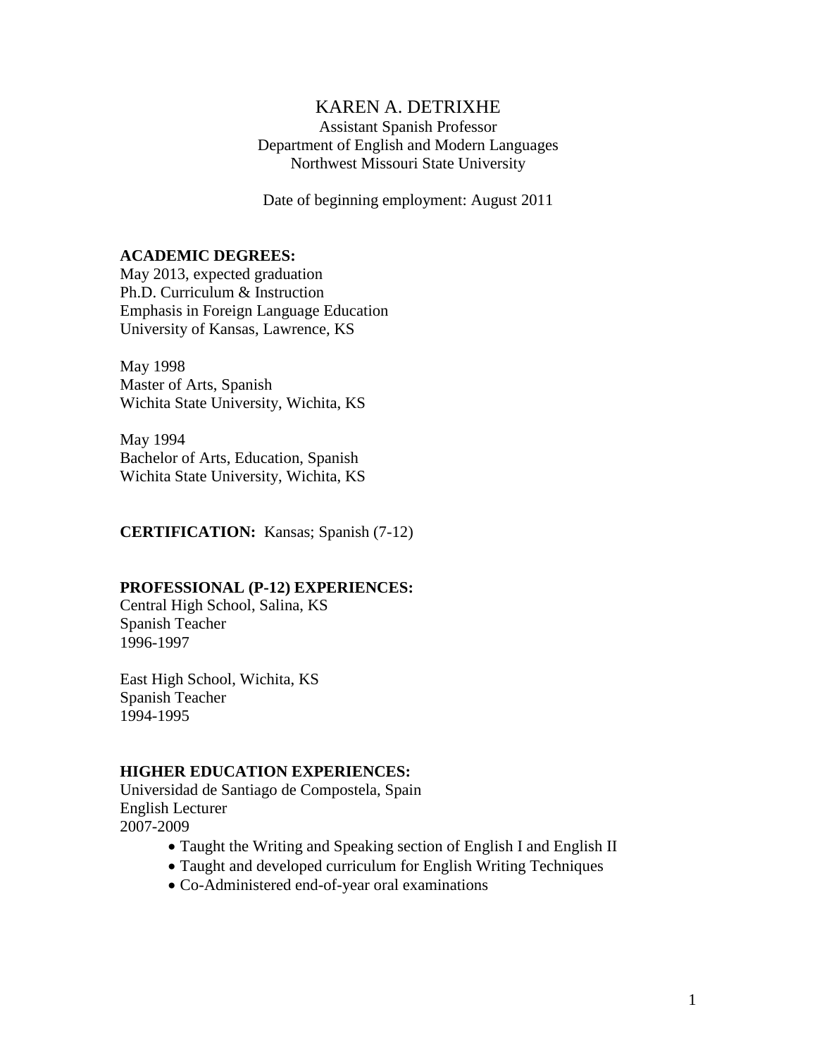# KAREN A. DETRIXHE

Assistant Spanish Professor
Department of English and Modern Languages
Northwest Missouri State University

Date of beginning employment: August 2011

**ACADEMIC DEGREES:**

May 2013, expected graduation
Ph.D. Curriculum & Instruction
Emphasis in Foreign Language Education
University of Kansas, Lawrence, KS

May 1998
Master of Arts, Spanish
Wichita State University, Wichita, KS

May 1994
Bachelor of Arts, Education, Spanish
Wichita State University, Wichita, KS

**CERTIFICATION:** Kansas; Spanish (7-12)

**PROFESSIONAL (P-12) EXPERIENCES:**

Central High School, Salina, KS
Spanish Teacher
1996-1997

East High School, Wichita, KS
Spanish Teacher
1994-1995

**HIGHER EDUCATION EXPERIENCES:**

Universidad de Santiago de Compostela, Spain
English Lecturer
2007-2009

- Taught the Writing and Speaking section of English I and English II
- Taught and developed curriculum for English Writing Techniques
- Co-Administered end-of-year oral examinations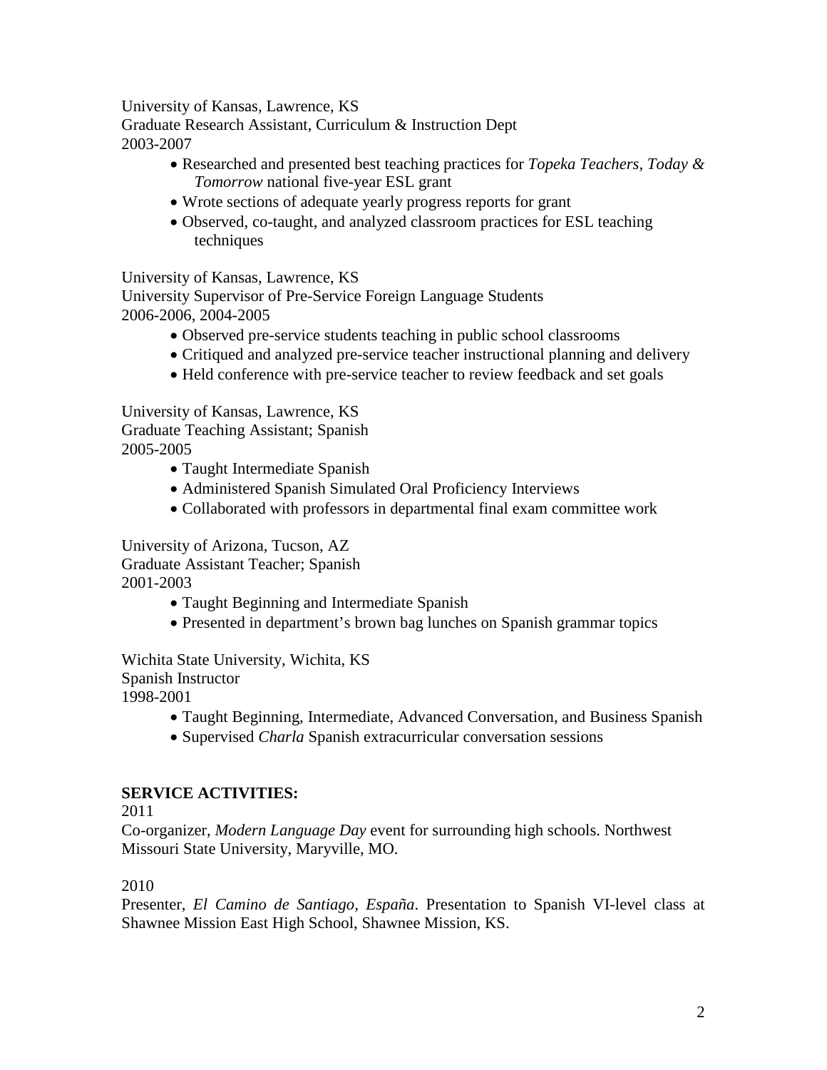University of Kansas, Lawrence, KS
Graduate Research Assistant, Curriculum & Instruction Dept
2003-2007

- Researched and presented best teaching practices for *Topeka Teachers, Today & Tomorrow* national five-year ESL grant
- Wrote sections of adequate yearly progress reports for grant
- Observed, co-taught, and analyzed classroom practices for ESL teaching techniques

University of Kansas, Lawrence, KS
University Supervisor of Pre-Service Foreign Language Students
2006-2006, 2004-2005

- Observed pre-service students teaching in public school classrooms
- Critiqued and analyzed pre-service teacher instructional planning and delivery
- Held conference with pre-service teacher to review feedback and set goals

University of Kansas, Lawrence, KS
Graduate Teaching Assistant; Spanish
2005-2005

- Taught Intermediate Spanish
- Administered Spanish Simulated Oral Proficiency Interviews
- Collaborated with professors in departmental final exam committee work

University of Arizona, Tucson, AZ
Graduate Assistant Teacher; Spanish
2001-2003

- Taught Beginning and Intermediate Spanish
- Presented in department's brown bag lunches on Spanish grammar topics

Wichita State University, Wichita, KS
Spanish Instructor
1998-2001

- Taught Beginning, Intermediate, Advanced Conversation, and Business Spanish
- Supervised *Charla* Spanish extracurricular conversation sessions

**SERVICE ACTIVITIES:**

2011

Co-organizer, *Modern Language Day* event for surrounding high schools. Northwest Missouri State University, Maryville, MO.

2010

Presenter, *El Camino de Santiago, España*. Presentation to Spanish VI-level class at Shawnee Mission East High School, Shawnee Mission, KS.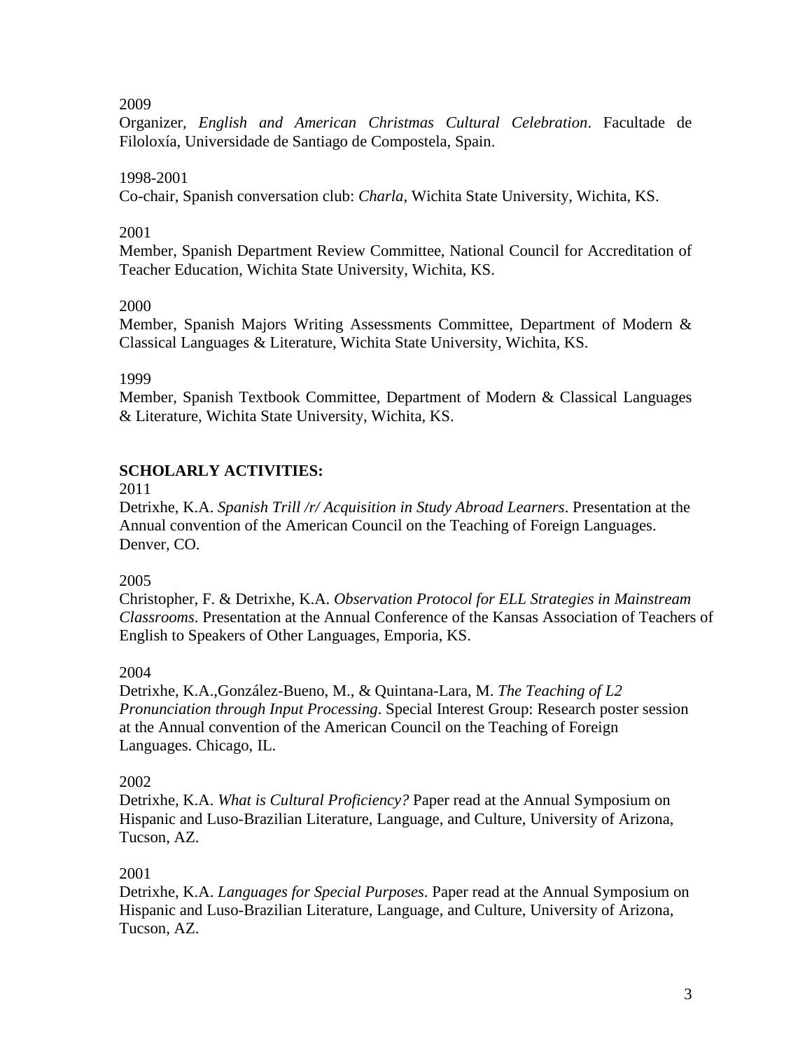2009
Organizer, *English and American Christmas Cultural Celebration*. Facultade de Filoloxía, Universidade de Santiago de Compostela, Spain.

1998-2001
Co-chair, Spanish conversation club: *Charla*, Wichita State University, Wichita, KS.

2001
Member, Spanish Department Review Committee, National Council for Accreditation of Teacher Education, Wichita State University, Wichita, KS.

2000
Member, Spanish Majors Writing Assessments Committee, Department of Modern & Classical Languages & Literature, Wichita State University, Wichita, KS.

1999
Member, Spanish Textbook Committee, Department of Modern & Classical Languages & Literature, Wichita State University, Wichita, KS.

## SCHOLARLY ACTIVITIES:

2011
Detrixhe, K.A. *Spanish Trill /r/ Acquisition in Study Abroad Learners*. Presentation at the Annual convention of the American Council on the Teaching of Foreign Languages. Denver, CO.

2005
Christopher, F. & Detrixhe, K.A. *Observation Protocol for ELL Strategies in Mainstream Classrooms*. Presentation at the Annual Conference of the Kansas Association of Teachers of English to Speakers of Other Languages, Emporia, KS.

2004
Detrixhe, K.A.,González-Bueno, M., & Quintana-Lara, M. *The Teaching of L2 Pronunciation through Input Processing*. Special Interest Group: Research poster session at the Annual convention of the American Council on the Teaching of Foreign Languages. Chicago, IL.

2002
Detrixhe, K.A. *What is Cultural Proficiency?* Paper read at the Annual Symposium on Hispanic and Luso-Brazilian Literature, Language, and Culture, University of Arizona, Tucson, AZ.

2001
Detrixhe, K.A. *Languages for Special Purposes*. Paper read at the Annual Symposium on Hispanic and Luso-Brazilian Literature, Language, and Culture, University of Arizona, Tucson, AZ.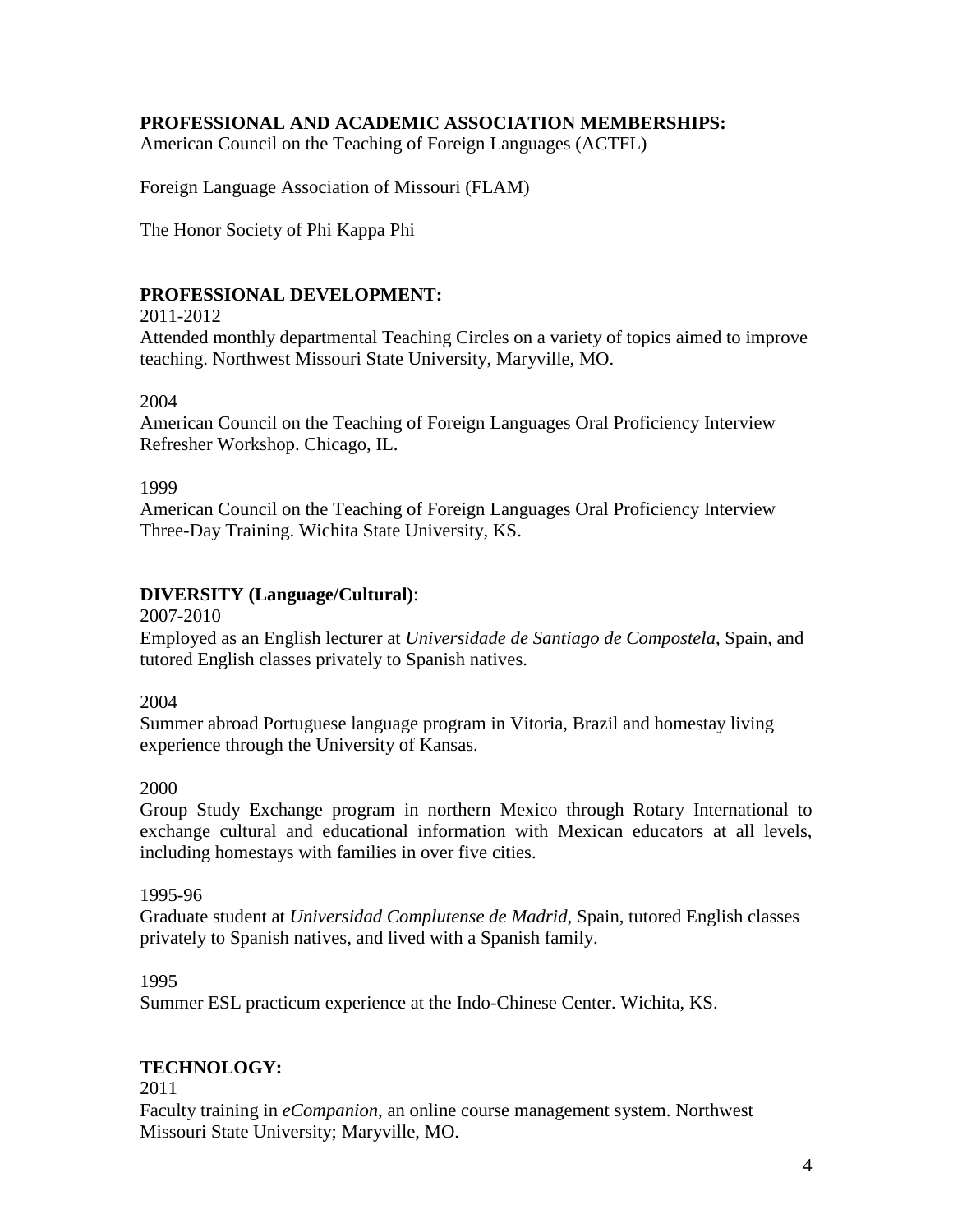**PROFESSIONAL AND ACADEMIC ASSOCIATION MEMBERSHIPS:**

American Council on the Teaching of Foreign Languages (ACTFL)

Foreign Language Association of Missouri (FLAM)

The Honor Society of Phi Kappa Phi

**PROFESSIONAL DEVELOPMENT:**

2011-2012

Attended monthly departmental Teaching Circles on a variety of topics aimed to improve teaching. Northwest Missouri State University, Maryville, MO.

2004

American Council on the Teaching of Foreign Languages Oral Proficiency Interview Refresher Workshop. Chicago, IL.

1999

American Council on the Teaching of Foreign Languages Oral Proficiency Interview Three-Day Training. Wichita State University, KS.

**DIVERSITY (Language/Cultural)**:

2007-2010

Employed as an English lecturer at *Universidade de Santiago de Compostela*, Spain, and tutored English classes privately to Spanish natives.

2004

Summer abroad Portuguese language program in Vitoria, Brazil and homestay living experience through the University of Kansas.

2000

Group Study Exchange program in northern Mexico through Rotary International to exchange cultural and educational information with Mexican educators at all levels, including homestays with families in over five cities.

1995-96

Graduate student at *Universidad Complutense de Madrid*, Spain, tutored English classes privately to Spanish natives, and lived with a Spanish family.

1995

Summer ESL practicum experience at the Indo-Chinese Center. Wichita, KS.

**TECHNOLOGY:**

2011

Faculty training in *eCompanion*, an online course management system. Northwest Missouri State University; Maryville, MO.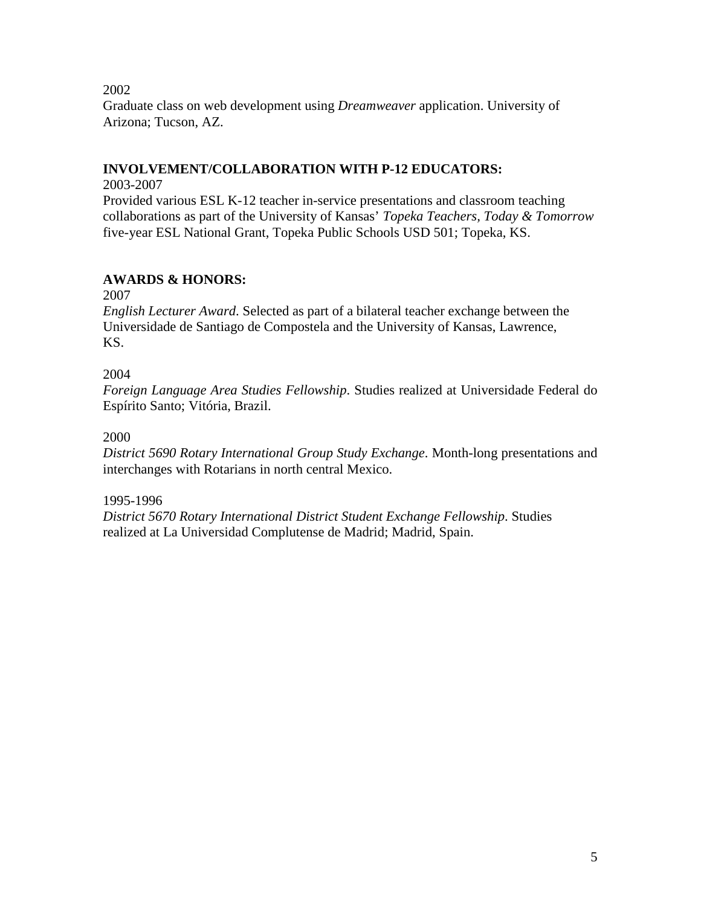2002
Graduate class on web development using *Dreamweaver* application. University of Arizona; Tucson, AZ.

## INVOLVEMENT/COLLABORATION WITH P-12 EDUCATORS:

2003-2007
Provided various ESL K-12 teacher in-service presentations and classroom teaching collaborations as part of the University of Kansas' *Topeka Teachers, Today & Tomorrow* five-year ESL National Grant, Topeka Public Schools USD 501; Topeka, KS.

## AWARDS & HONORS:

2007
*English Lecturer Award*. Selected as part of a bilateral teacher exchange between the Universidade de Santiago de Compostela and the University of Kansas, Lawrence, KS.

2004
*Foreign Language Area Studies Fellowship*. Studies realized at Universidade Federal do Espírito Santo; Vitória, Brazil.

2000
*District 5690 Rotary International Group Study Exchange*. Month-long presentations and interchanges with Rotarians in north central Mexico.

1995-1996
*District 5670 Rotary International District Student Exchange Fellowship*. Studies realized at La Universidad Complutense de Madrid; Madrid, Spain.